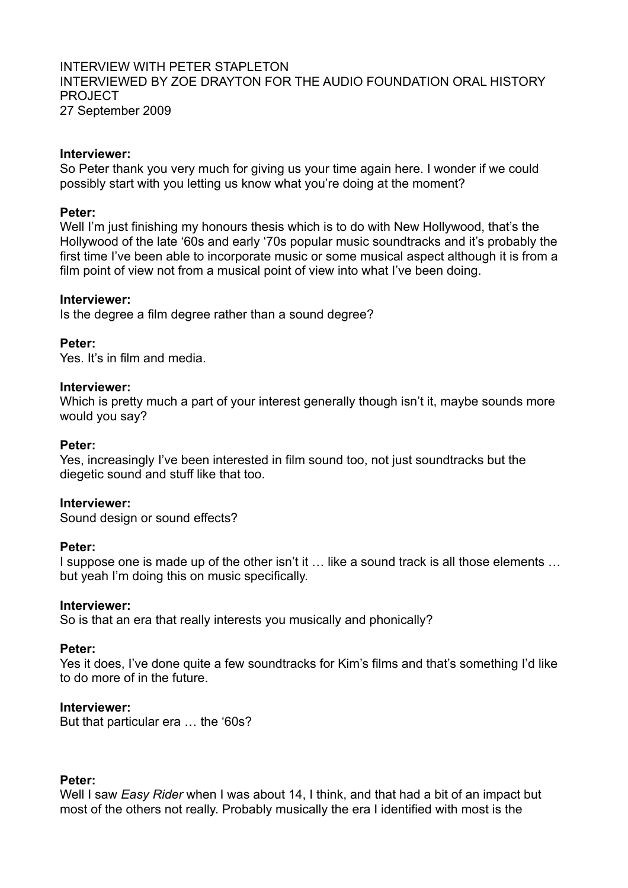INTERVIEW WITH PETER STAPLETON
INTERVIEWED BY ZOE DRAYTON FOR THE AUDIO FOUNDATION ORAL HISTORY PROJECT
27 September 2009

**Interviewer:**
So Peter thank you very much for giving us your time again here. I wonder if we could possibly start with you letting us know what you're doing at the moment?

**Peter:**
Well I'm just finishing my honours thesis which is to do with New Hollywood, that's the Hollywood of the late '60s and early '70s popular music soundtracks and it's probably the first time I've been able to incorporate music or some musical aspect although it is from a film point of view not from a musical point of view into what I've been doing.

**Interviewer:**
Is the degree a film degree rather than a sound degree?

**Peter:**
Yes. It's in film and media.

**Interviewer:**
Which is pretty much a part of your interest generally though isn't it, maybe sounds more would you say?

**Peter:**
Yes, increasingly I've been interested in film sound too, not just soundtracks but the diegetic sound and stuff like that too.

**Interviewer:**
Sound design or sound effects?

**Peter:**
I suppose one is made up of the other isn't it … like a sound track is all those elements … but yeah I'm doing this on music specifically.

**Interviewer:**
So is that an era that really interests you musically and phonically?

**Peter:**
Yes it does, I've done quite a few soundtracks for Kim's films and that's something I'd like to do more of in the future.

**Interviewer:**
But that particular era … the '60s?

**Peter:**
Well I saw *Easy Rider* when I was about 14, I think, and that had a bit of an impact but most of the others not really. Probably musically the era I identified with most is the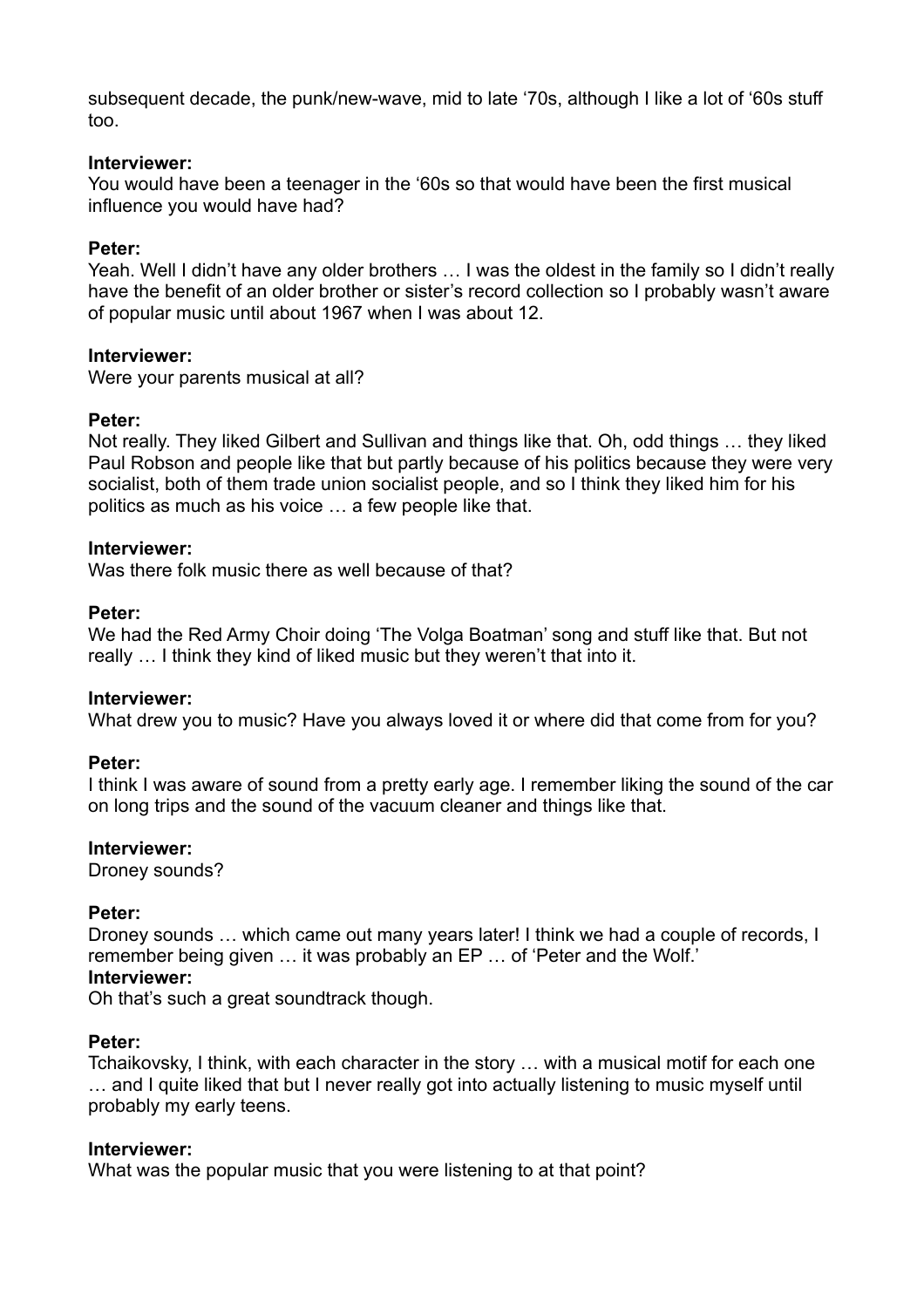subsequent decade, the punk/new-wave, mid to late '70s, although I like a lot of '60s stuff too.

**Interviewer:**
You would have been a teenager in the '60s so that would have been the first musical influence you would have had?

**Peter:**
Yeah. Well I didn't have any older brothers … I was the oldest in the family so I didn't really have the benefit of an older brother or sister's record collection so I probably wasn't aware of popular music until about 1967 when I was about 12.

**Interviewer:**
Were your parents musical at all?

**Peter:**
Not really. They liked Gilbert and Sullivan and things like that. Oh, odd things … they liked Paul Robson and people like that but partly because of his politics because they were very socialist, both of them trade union socialist people, and so I think they liked him for his politics as much as his voice … a few people like that.

**Interviewer:**
Was there folk music there as well because of that?

**Peter:**
We had the Red Army Choir doing 'The Volga Boatman' song and stuff like that. But not really … I think they kind of liked music but they weren't that into it.

**Interviewer:**
What drew you to music? Have you always loved it or where did that come from for you?

**Peter:**
I think I was aware of sound from a pretty early age. I remember liking the sound of the car on long trips and the sound of the vacuum cleaner and things like that.

**Interviewer:**
Droney sounds?

**Peter:**
Droney sounds … which came out many years later! I think we had a couple of records, I remember being given … it was probably an EP … of 'Peter and the Wolf.'

**Interviewer:**
Oh that's such a great soundtrack though.

**Peter:**
Tchaikovsky, I think, with each character in the story … with a musical motif for each one … and I quite liked that but I never really got into actually listening to music myself until probably my early teens.

**Interviewer:**
What was the popular music that you were listening to at that point?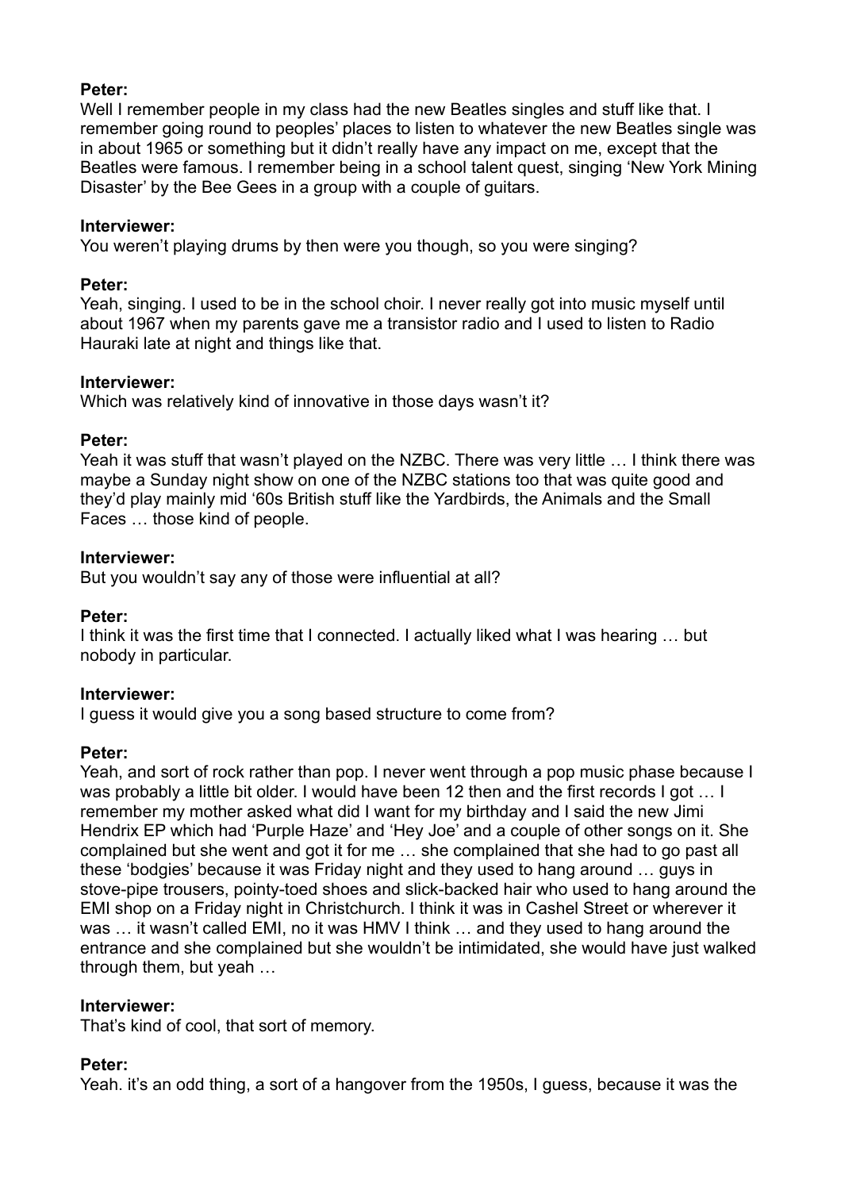**Peter:**
Well I remember people in my class had the new Beatles singles and stuff like that. I remember going round to peoples' places to listen to whatever the new Beatles single was in about 1965 or something but it didn't really have any impact on me, except that the Beatles were famous. I remember being in a school talent quest, singing 'New York Mining Disaster' by the Bee Gees in a group with a couple of guitars.

**Interviewer:**
You weren't playing drums by then were you though, so you were singing?

**Peter:**
Yeah, singing. I used to be in the school choir. I never really got into music myself until about 1967 when my parents gave me a transistor radio and I used to listen to Radio Hauraki late at night and things like that.

**Interviewer:**
Which was relatively kind of innovative in those days wasn't it?

**Peter:**
Yeah it was stuff that wasn't played on the NZBC. There was very little … I think there was maybe a Sunday night show on one of the NZBC stations too that was quite good and they'd play mainly mid '60s British stuff like the Yardbirds, the Animals and the Small Faces … those kind of people.

**Interviewer:**
But you wouldn't say any of those were influential at all?

**Peter:**
I think it was the first time that I connected. I actually liked what I was hearing … but nobody in particular.

**Interviewer:**
I guess it would give you a song based structure to come from?

**Peter:**
Yeah, and sort of rock rather than pop. I never went through a pop music phase because I was probably a little bit older. I would have been 12 then and the first records I got … I remember my mother asked what did I want for my birthday and I said the new Jimi Hendrix EP which had 'Purple Haze' and 'Hey Joe' and a couple of other songs on it. She complained but she went and got it for me … she complained that she had to go past all these 'bodgies' because it was Friday night and they used to hang around … guys in stove-pipe trousers, pointy-toed shoes and slick-backed hair who used to hang around the EMI shop on a Friday night in Christchurch. I think it was in Cashel Street or wherever it was … it wasn't called EMI, no it was HMV I think … and they used to hang around the entrance and she complained but she wouldn't be intimidated, she would have just walked through them, but yeah …

**Interviewer:**
That's kind of cool, that sort of memory.

**Peter:**
Yeah. it's an odd thing, a sort of a hangover from the 1950s, I guess, because it was the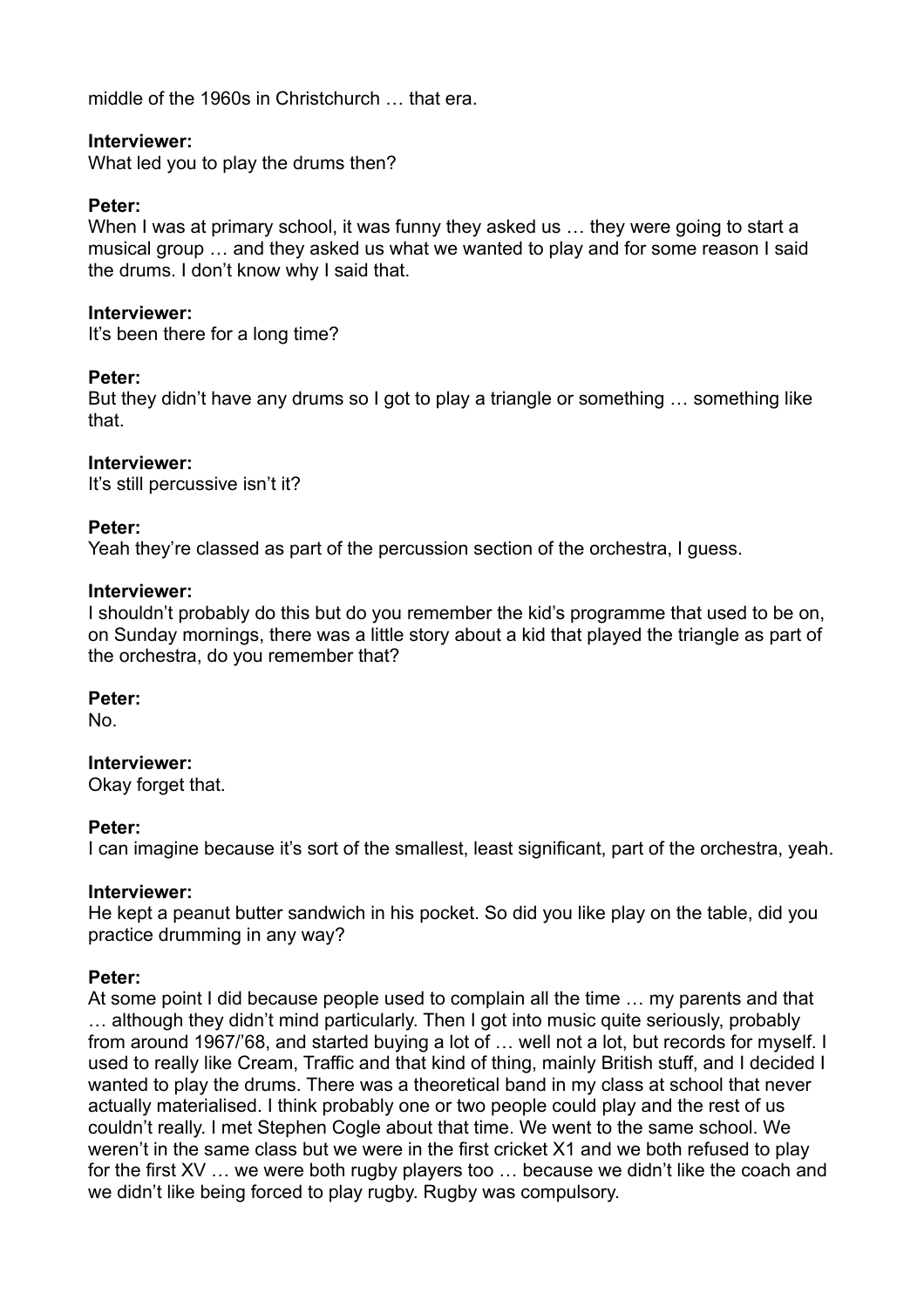middle of the 1960s in Christchurch … that era.

**Interviewer:**
What led you to play the drums then?

**Peter:**
When I was at primary school, it was funny they asked us … they were going to start a musical group … and they asked us what we wanted to play and for some reason I said the drums. I don't know why I said that.

**Interviewer:**
It's been there for a long time?

**Peter:**
But they didn't have any drums so I got to play a triangle or something … something like that.

**Interviewer:**
It's still percussive isn't it?

**Peter:**
Yeah they're classed as part of the percussion section of the orchestra, I guess.

**Interviewer:**
I shouldn't probably do this but do you remember the kid's programme that used to be on, on Sunday mornings, there was a little story about a kid that played the triangle as part of the orchestra, do you remember that?

**Peter:**
No.

**Interviewer:**
Okay forget that.

**Peter:**
I can imagine because it's sort of the smallest, least significant, part of the orchestra, yeah.

**Interviewer:**
He kept a peanut butter sandwich in his pocket. So did you like play on the table, did you practice drumming in any way?

**Peter:**
At some point I did because people used to complain all the time … my parents and that … although they didn't mind particularly. Then I got into music quite seriously, probably from around 1967/'68, and started buying a lot of … well not a lot, but records for myself. I used to really like Cream, Traffic and that kind of thing, mainly British stuff, and I decided I wanted to play the drums. There was a theoretical band in my class at school that never actually materialised. I think probably one or two people could play and the rest of us couldn't really. I met Stephen Cogle about that time. We went to the same school. We weren't in the same class but we were in the first cricket X1 and we both refused to play for the first XV … we were both rugby players too … because we didn't like the coach and we didn't like being forced to play rugby. Rugby was compulsory.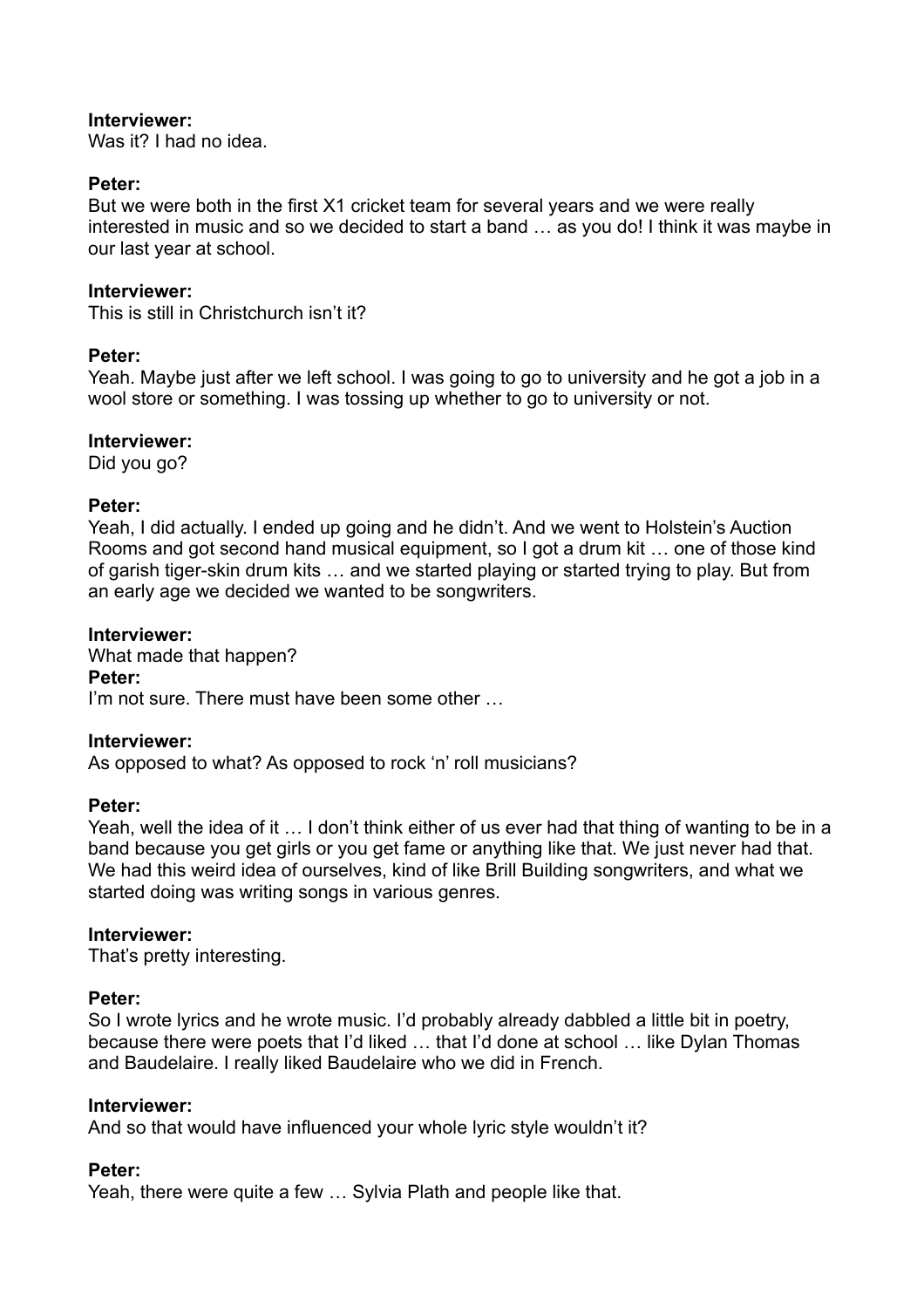**Interviewer:**
Was it? I had no idea.

**Peter:**
But we were both in the first X1 cricket team for several years and we were really interested in music and so we decided to start a band … as you do! I think it was maybe in our last year at school.

**Interviewer:**
This is still in Christchurch isn't it?

**Peter:**
Yeah. Maybe just after we left school. I was going to go to university and he got a job in a wool store or something. I was tossing up whether to go to university or not.

**Interviewer:**
Did you go?

**Peter:**
Yeah, I did actually. I ended up going and he didn't. And we went to Holstein's Auction Rooms and got second hand musical equipment, so I got a drum kit … one of those kind of garish tiger-skin drum kits … and we started playing or started trying to play. But from an early age we decided we wanted to be songwriters.

**Interviewer:**
What made that happen?

**Peter:**
I'm not sure. There must have been some other …

**Interviewer:**
As opposed to what? As opposed to rock 'n' roll musicians?

**Peter:**
Yeah, well the idea of it … I don't think either of us ever had that thing of wanting to be in a band because you get girls or you get fame or anything like that. We just never had that. We had this weird idea of ourselves, kind of like Brill Building songwriters, and what we started doing was writing songs in various genres.

**Interviewer:**
That's pretty interesting.

**Peter:**
So I wrote lyrics and he wrote music. I'd probably already dabbled a little bit in poetry, because there were poets that I'd liked … that I'd done at school … like Dylan Thomas and Baudelaire. I really liked Baudelaire who we did in French.

**Interviewer:**
And so that would have influenced your whole lyric style wouldn't it?

**Peter:**
Yeah, there were quite a few … Sylvia Plath and people like that.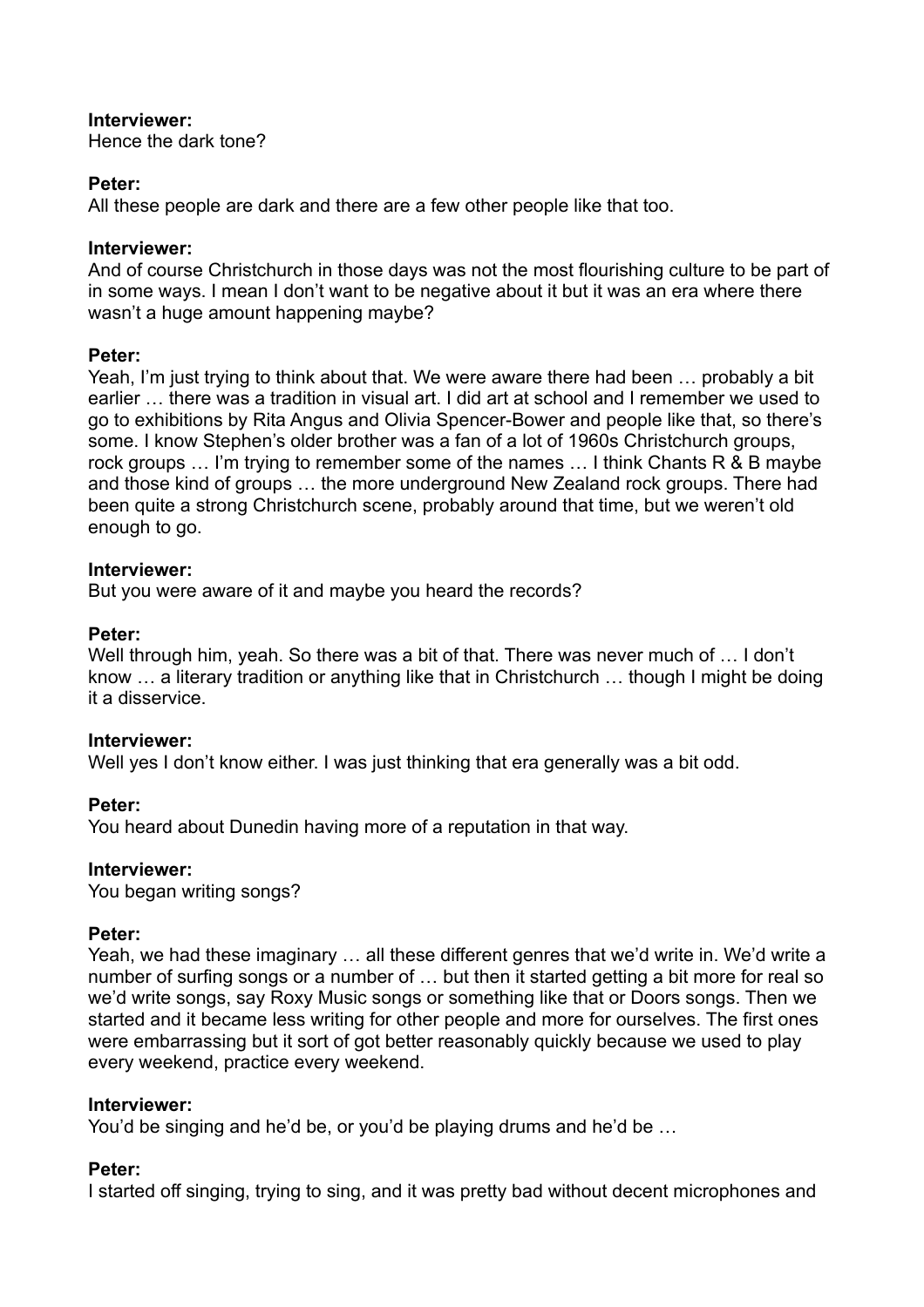**Interviewer:**
Hence the dark tone?

**Peter:**
All these people are dark and there are a few other people like that too.

**Interviewer:**
And of course Christchurch in those days was not the most flourishing culture to be part of in some ways. I mean I don't want to be negative about it but it was an era where there wasn't a huge amount happening maybe?

**Peter:**
Yeah, I'm just trying to think about that. We were aware there had been … probably a bit earlier … there was a tradition in visual art. I did art at school and I remember we used to go to exhibitions by Rita Angus and Olivia Spencer-Bower and people like that, so there's some. I know Stephen's older brother was a fan of a lot of 1960s Christchurch groups, rock groups … I'm trying to remember some of the names … I think Chants R & B maybe and those kind of groups … the more underground New Zealand rock groups. There had been quite a strong Christchurch scene, probably around that time, but we weren't old enough to go.

**Interviewer:**
But you were aware of it and maybe you heard the records?

**Peter:**
Well through him, yeah. So there was a bit of that. There was never much of … I don't know … a literary tradition or anything like that in Christchurch … though I might be doing it a disservice.

**Interviewer:**
Well yes I don't know either. I was just thinking that era generally was a bit odd.

**Peter:**
You heard about Dunedin having more of a reputation in that way.

**Interviewer:**
You began writing songs?

**Peter:**
Yeah, we had these imaginary … all these different genres that we'd write in. We'd write a number of surfing songs or a number of … but then it started getting a bit more for real so we'd write songs, say Roxy Music songs or something like that or Doors songs. Then we started and it became less writing for other people and more for ourselves. The first ones were embarrassing but it sort of got better reasonably quickly because we used to play every weekend, practice every weekend.

**Interviewer:**
You'd be singing and he'd be, or you'd be playing drums and he'd be …

**Peter:**
I started off singing, trying to sing, and it was pretty bad without decent microphones and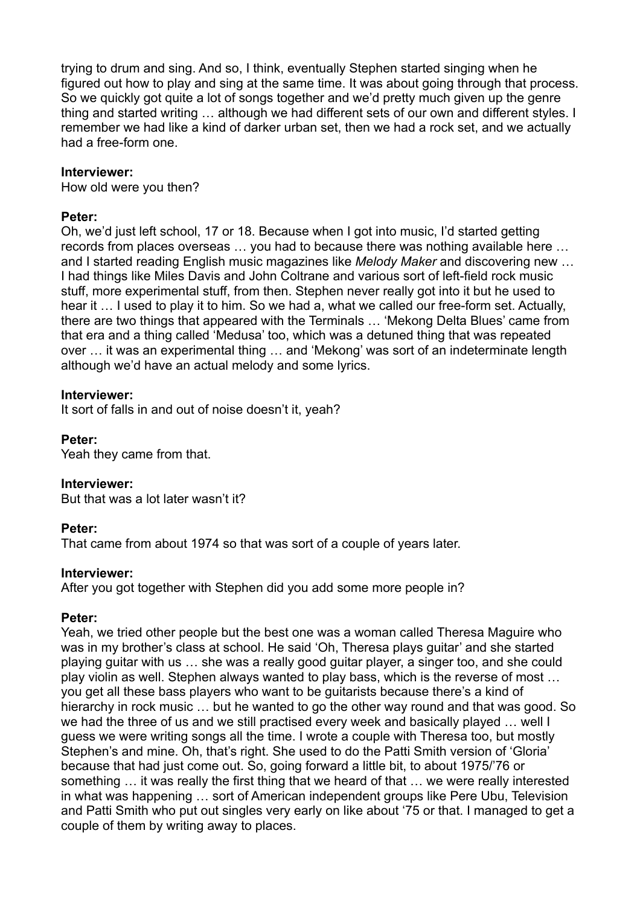trying to drum and sing. And so, I think, eventually Stephen started singing when he figured out how to play and sing at the same time. It was about going through that process. So we quickly got quite a lot of songs together and we'd pretty much given up the genre thing and started writing … although we had different sets of our own and different styles. I remember we had like a kind of darker urban set, then we had a rock set, and we actually had a free-form one.

**Interviewer:**
How old were you then?

**Peter:**
Oh, we'd just left school, 17 or 18. Because when I got into music, I'd started getting records from places overseas … you had to because there was nothing available here … and I started reading English music magazines like *Melody Maker* and discovering new … I had things like Miles Davis and John Coltrane and various sort of left-field rock music stuff, more experimental stuff, from then. Stephen never really got into it but he used to hear it … I used to play it to him. So we had a, what we called our free-form set. Actually, there are two things that appeared with the Terminals … 'Mekong Delta Blues' came from that era and a thing called 'Medusa' too, which was a detuned thing that was repeated over … it was an experimental thing … and 'Mekong' was sort of an indeterminate length although we'd have an actual melody and some lyrics.

**Interviewer:**
It sort of falls in and out of noise doesn't it, yeah?

**Peter:**
Yeah they came from that.

**Interviewer:**
But that was a lot later wasn't it?

**Peter:**
That came from about 1974 so that was sort of a couple of years later.

**Interviewer:**
After you got together with Stephen did you add some more people in?

**Peter:**
Yeah, we tried other people but the best one was a woman called Theresa Maguire who was in my brother's class at school. He said 'Oh, Theresa plays guitar' and she started playing guitar with us … she was a really good guitar player, a singer too, and she could play violin as well. Stephen always wanted to play bass, which is the reverse of most … you get all these bass players who want to be guitarists because there's a kind of hierarchy in rock music … but he wanted to go the other way round and that was good. So we had the three of us and we still practised every week and basically played … well I guess we were writing songs all the time. I wrote a couple with Theresa too, but mostly Stephen's and mine. Oh, that's right. She used to do the Patti Smith version of 'Gloria' because that had just come out. So, going forward a little bit, to about 1975/'76 or something … it was really the first thing that we heard of that … we were really interested in what was happening … sort of American independent groups like Pere Ubu, Television and Patti Smith who put out singles very early on like about '75 or that. I managed to get a couple of them by writing away to places.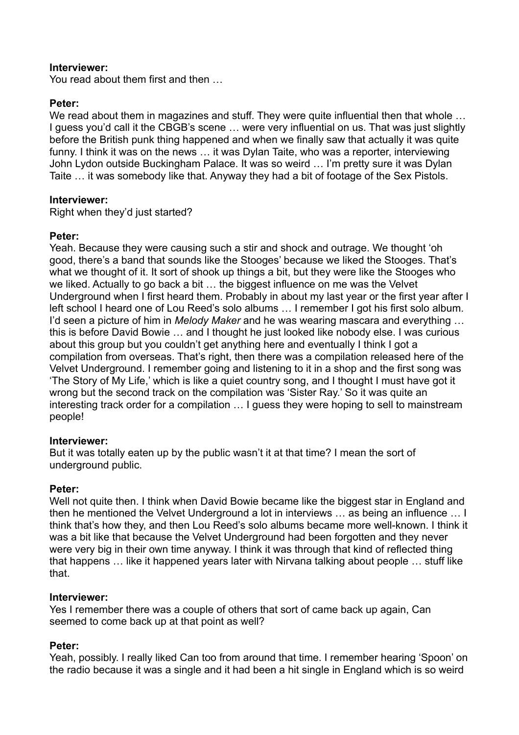**Interviewer:**
You read about them first and then …

**Peter:**
We read about them in magazines and stuff. They were quite influential then that whole … I guess you'd call it the CBGB's scene … were very influential on us. That was just slightly before the British punk thing happened and when we finally saw that actually it was quite funny. I think it was on the news … it was Dylan Taite, who was a reporter, interviewing John Lydon outside Buckingham Palace. It was so weird … I'm pretty sure it was Dylan Taite … it was somebody like that. Anyway they had a bit of footage of the Sex Pistols.

**Interviewer:**
Right when they'd just started?

**Peter:**
Yeah. Because they were causing such a stir and shock and outrage. We thought 'oh good, there's a band that sounds like the Stooges' because we liked the Stooges. That's what we thought of it. It sort of shook up things a bit, but they were like the Stooges who we liked. Actually to go back a bit … the biggest influence on me was the Velvet Underground when I first heard them. Probably in about my last year or the first year after I left school I heard one of Lou Reed's solo albums … I remember I got his first solo album. I'd seen a picture of him in *Melody Maker* and he was wearing mascara and everything … this is before David Bowie … and I thought he just looked like nobody else. I was curious about this group but you couldn't get anything here and eventually I think I got a compilation from overseas. That's right, then there was a compilation released here of the Velvet Underground. I remember going and listening to it in a shop and the first song was 'The Story of My Life,' which is like a quiet country song, and I thought I must have got it wrong but the second track on the compilation was 'Sister Ray.' So it was quite an interesting track order for a compilation … I guess they were hoping to sell to mainstream people!

**Interviewer:**
But it was totally eaten up by the public wasn't it at that time? I mean the sort of underground public.

**Peter:**
Well not quite then. I think when David Bowie became like the biggest star in England and then he mentioned the Velvet Underground a lot in interviews … as being an influence … I think that's how they, and then Lou Reed's solo albums became more well-known. I think it was a bit like that because the Velvet Underground had been forgotten and they never were very big in their own time anyway. I think it was through that kind of reflected thing that happens … like it happened years later with Nirvana talking about people … stuff like that.

**Interviewer:**
Yes I remember there was a couple of others that sort of came back up again, Can seemed to come back up at that point as well?

**Peter:**
Yeah, possibly. I really liked Can too from around that time. I remember hearing 'Spoon' on the radio because it was a single and it had been a hit single in England which is so weird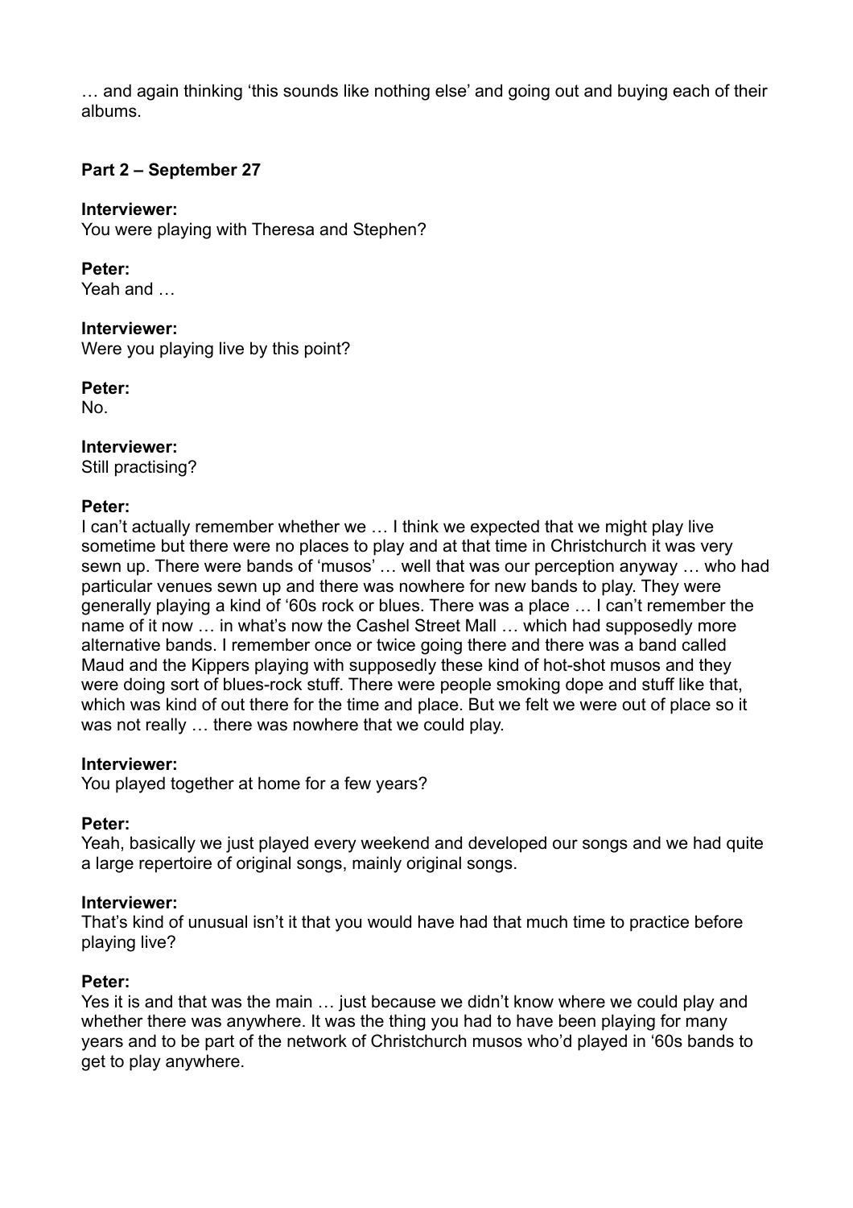… and again thinking 'this sounds like nothing else' and going out and buying each of their albums.

**Part 2 – September 27**

**Interviewer:**
You were playing with Theresa and Stephen?

**Peter:**
Yeah and …

**Interviewer:**
Were you playing live by this point?

**Peter:**
No.

**Interviewer:**
Still practising?

**Peter:**
I can't actually remember whether we … I think we expected that we might play live sometime but there were no places to play and at that time in Christchurch it was very sewn up. There were bands of 'musos' … well that was our perception anyway … who had particular venues sewn up and there was nowhere for new bands to play. They were generally playing a kind of '60s rock or blues. There was a place … I can't remember the name of it now … in what's now the Cashel Street Mall … which had supposedly more alternative bands. I remember once or twice going there and there was a band called Maud and the Kippers playing with supposedly these kind of hot-shot musos and they were doing sort of blues-rock stuff. There were people smoking dope and stuff like that, which was kind of out there for the time and place. But we felt we were out of place so it was not really … there was nowhere that we could play.

**Interviewer:**
You played together at home for a few years?

**Peter:**
Yeah, basically we just played every weekend and developed our songs and we had quite a large repertoire of original songs, mainly original songs.

**Interviewer:**
That's kind of unusual isn't it that you would have had that much time to practice before playing live?

**Peter:**
Yes it is and that was the main … just because we didn't know where we could play and whether there was anywhere. It was the thing you had to have been playing for many years and to be part of the network of Christchurch musos who'd played in '60s bands to get to play anywhere.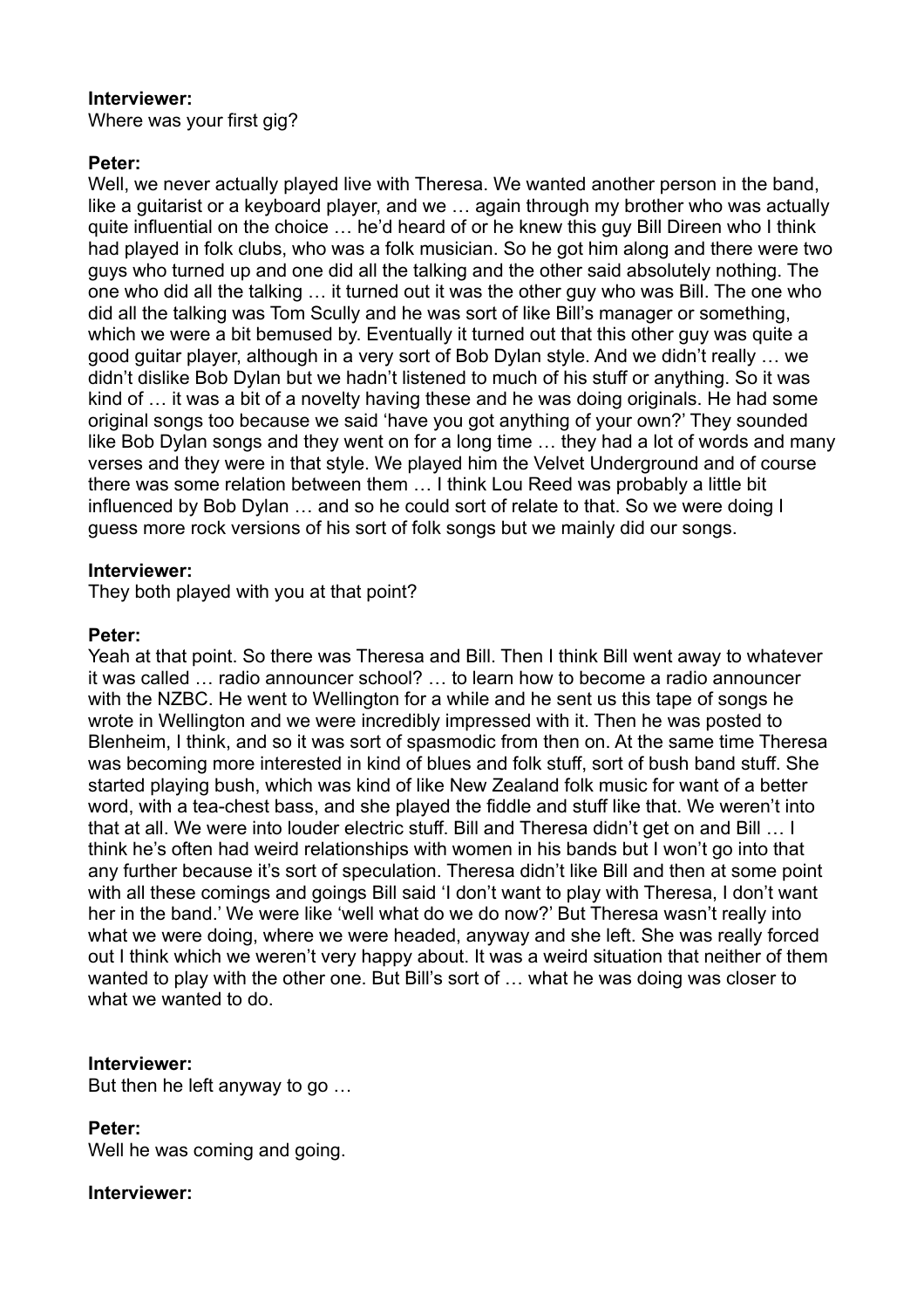**Interviewer:**
Where was your first gig?

**Peter:**
Well, we never actually played live with Theresa. We wanted another person in the band, like a guitarist or a keyboard player, and we … again through my brother who was actually quite influential on the choice … he'd heard of or he knew this guy Bill Direen who I think had played in folk clubs, who was a folk musician. So he got him along and there were two guys who turned up and one did all the talking and the other said absolutely nothing. The one who did all the talking … it turned out it was the other guy who was Bill. The one who did all the talking was Tom Scully and he was sort of like Bill's manager or something, which we were a bit bemused by. Eventually it turned out that this other guy was quite a good guitar player, although in a very sort of Bob Dylan style. And we didn't really … we didn't dislike Bob Dylan but we hadn't listened to much of his stuff or anything. So it was kind of … it was a bit of a novelty having these and he was doing originals. He had some original songs too because we said 'have you got anything of your own?' They sounded like Bob Dylan songs and they went on for a long time … they had a lot of words and many verses and they were in that style. We played him the Velvet Underground and of course there was some relation between them … I think Lou Reed was probably a little bit influenced by Bob Dylan … and so he could sort of relate to that. So we were doing I guess more rock versions of his sort of folk songs but we mainly did our songs.

**Interviewer:**
They both played with you at that point?

**Peter:**
Yeah at that point. So there was Theresa and Bill. Then I think Bill went away to whatever it was called … radio announcer school? … to learn how to become a radio announcer with the NZBC. He went to Wellington for a while and he sent us this tape of songs he wrote in Wellington and we were incredibly impressed with it. Then he was posted to Blenheim, I think, and so it was sort of spasmodic from then on. At the same time Theresa was becoming more interested in kind of blues and folk stuff, sort of bush band stuff. She started playing bush, which was kind of like New Zealand folk music for want of a better word, with a tea-chest bass, and she played the fiddle and stuff like that. We weren't into that at all. We were into louder electric stuff. Bill and Theresa didn't get on and Bill … I think he's often had weird relationships with women in his bands but I won't go into that any further because it's sort of speculation. Theresa didn't like Bill and then at some point with all these comings and goings Bill said 'I don't want to play with Theresa, I don't want her in the band.' We were like 'well what do we do now?' But Theresa wasn't really into what we were doing, where we were headed, anyway and she left. She was really forced out I think which we weren't very happy about. It was a weird situation that neither of them wanted to play with the other one. But Bill's sort of … what he was doing was closer to what we wanted to do.

**Interviewer:**
But then he left anyway to go …

**Peter:**
Well he was coming and going.

**Interviewer:**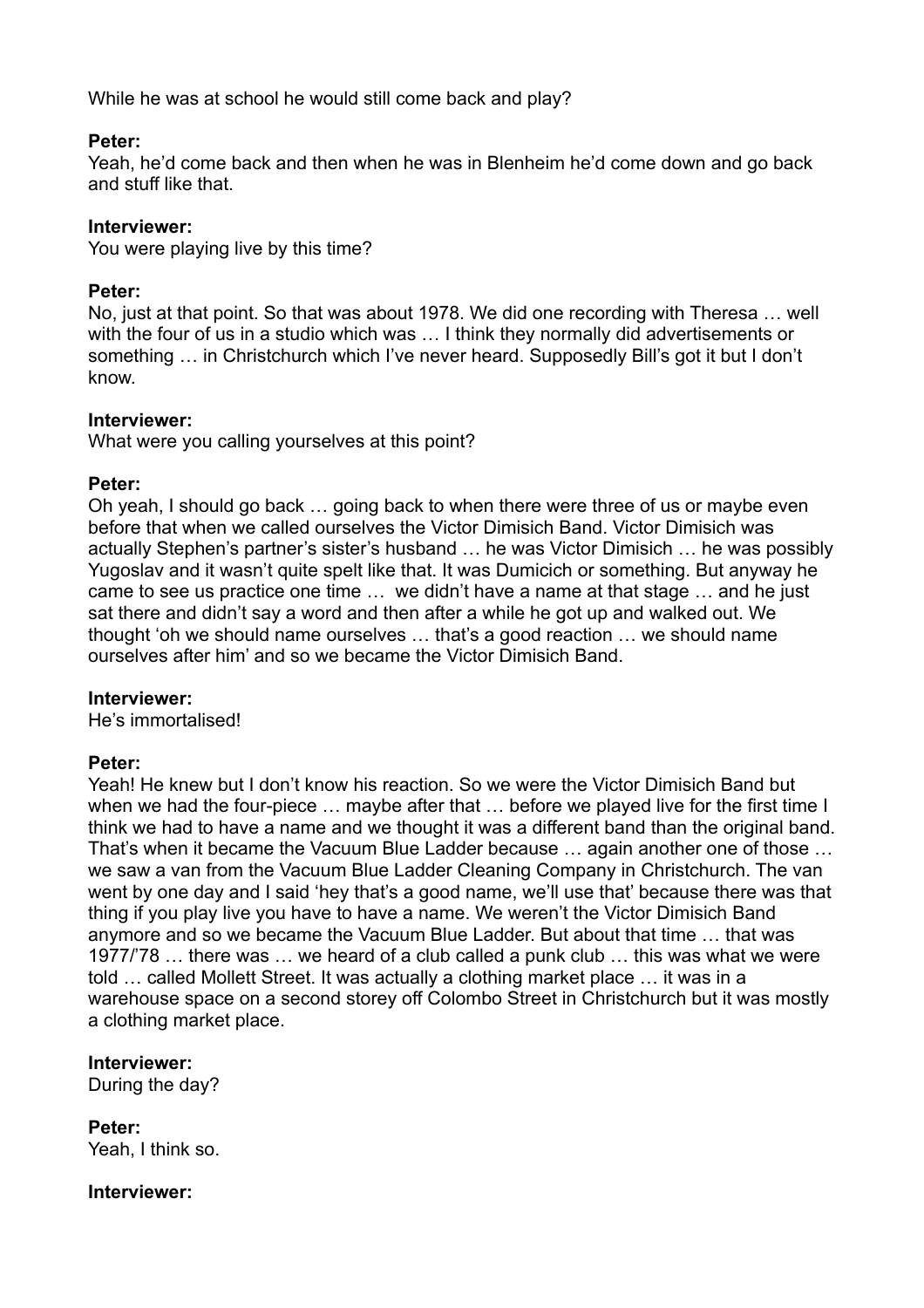While he was at school he would still come back and play?

**Peter:**
Yeah, he'd come back and then when he was in Blenheim he'd come down and go back and stuff like that.

**Interviewer:**
You were playing live by this time?

**Peter:**
No, just at that point. So that was about 1978. We did one recording with Theresa … well with the four of us in a studio which was … I think they normally did advertisements or something … in Christchurch which I've never heard. Supposedly Bill's got it but I don't know.

**Interviewer:**
What were you calling yourselves at this point?

**Peter:**
Oh yeah, I should go back … going back to when there were three of us or maybe even before that when we called ourselves the Victor Dimisich Band. Victor Dimisich was actually Stephen's partner's sister's husband … he was Victor Dimisich … he was possibly Yugoslav and it wasn't quite spelt like that. It was Dumicich or something. But anyway he came to see us practice one time … we didn't have a name at that stage … and he just sat there and didn't say a word and then after a while he got up and walked out. We thought 'oh we should name ourselves … that's a good reaction … we should name ourselves after him' and so we became the Victor Dimisich Band.

**Interviewer:**
He's immortalised!

**Peter:**
Yeah! He knew but I don't know his reaction. So we were the Victor Dimisich Band but when we had the four-piece … maybe after that … before we played live for the first time I think we had to have a name and we thought it was a different band than the original band. That's when it became the Vacuum Blue Ladder because … again another one of those … we saw a van from the Vacuum Blue Ladder Cleaning Company in Christchurch. The van went by one day and I said 'hey that's a good name, we'll use that' because there was that thing if you play live you have to have a name. We weren't the Victor Dimisich Band anymore and so we became the Vacuum Blue Ladder. But about that time … that was 1977/'78 … there was … we heard of a club called a punk club … this was what we were told … called Mollett Street. It was actually a clothing market place … it was in a warehouse space on a second storey off Colombo Street in Christchurch but it was mostly a clothing market place.

**Interviewer:**
During the day?

**Peter:**
Yeah, I think so.

**Interviewer:**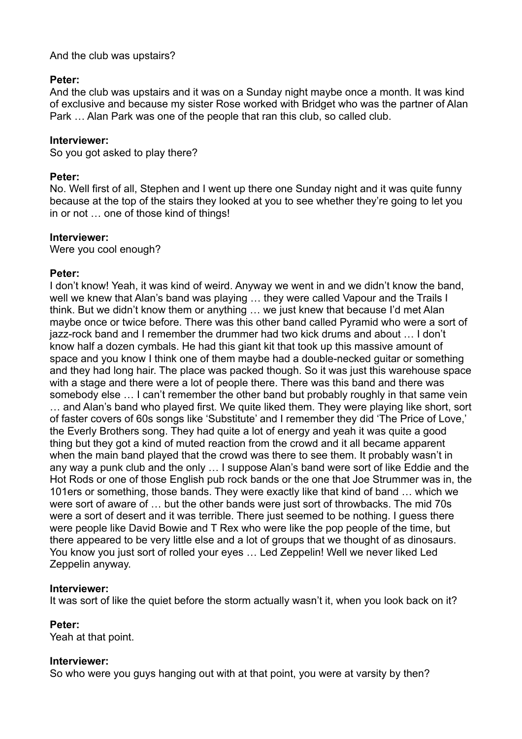And the club was upstairs?

**Peter:**
And the club was upstairs and it was on a Sunday night maybe once a month. It was kind of exclusive and because my sister Rose worked with Bridget who was the partner of Alan Park … Alan Park was one of the people that ran this club, so called club.

**Interviewer:**
So you got asked to play there?

**Peter:**
No. Well first of all, Stephen and I went up there one Sunday night and it was quite funny because at the top of the stairs they looked at you to see whether they're going to let you in or not … one of those kind of things!

**Interviewer:**
Were you cool enough?

**Peter:**
I don't know! Yeah, it was kind of weird. Anyway we went in and we didn't know the band, well we knew that Alan's band was playing … they were called Vapour and the Trails I think. But we didn't know them or anything … we just knew that because I'd met Alan maybe once or twice before. There was this other band called Pyramid who were a sort of jazz-rock band and I remember the drummer had two kick drums and about … I don't know half a dozen cymbals. He had this giant kit that took up this massive amount of space and you know I think one of them maybe had a double-necked guitar or something and they had long hair. The place was packed though. So it was just this warehouse space with a stage and there were a lot of people there. There was this band and there was somebody else … I can't remember the other band but probably roughly in that same vein … and Alan's band who played first. We quite liked them. They were playing like short, sort of faster covers of 60s songs like 'Substitute' and I remember they did 'The Price of Love,' the Everly Brothers song. They had quite a lot of energy and yeah it was quite a good thing but they got a kind of muted reaction from the crowd and it all became apparent when the main band played that the crowd was there to see them. It probably wasn't in any way a punk club and the only … I suppose Alan's band were sort of like Eddie and the Hot Rods or one of those English pub rock bands or the one that Joe Strummer was in, the 101ers or something, those bands. They were exactly like that kind of band … which we were sort of aware of … but the other bands were just sort of throwbacks. The mid 70s were a sort of desert and it was terrible. There just seemed to be nothing. I guess there were people like David Bowie and T Rex who were like the pop people of the time, but there appeared to be very little else and a lot of groups that we thought of as dinosaurs. You know you just sort of rolled your eyes … Led Zeppelin! Well we never liked Led Zeppelin anyway.

**Interviewer:**
It was sort of like the quiet before the storm actually wasn't it, when you look back on it?

**Peter:**
Yeah at that point.

**Interviewer:**
So who were you guys hanging out with at that point, you were at varsity by then?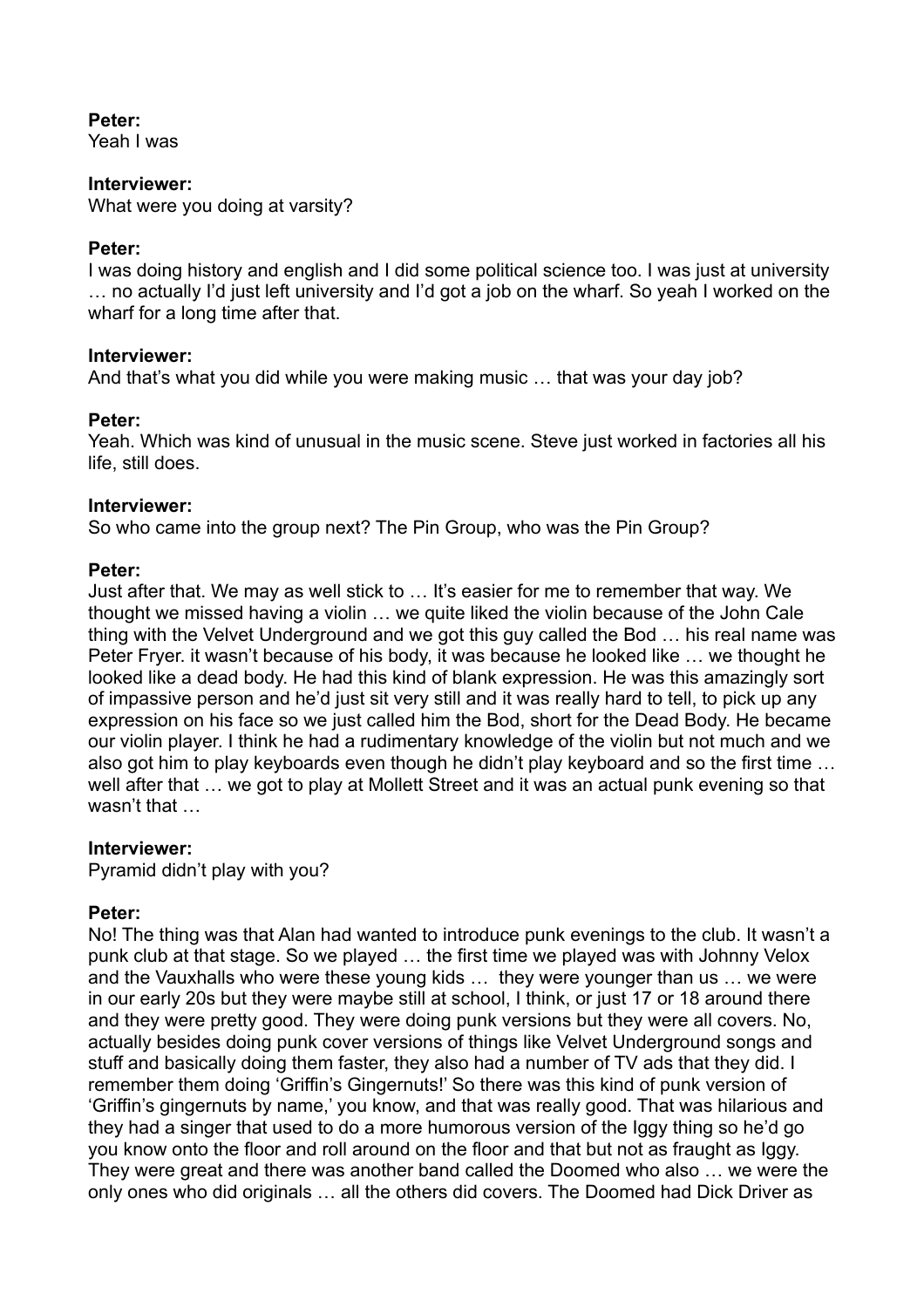**Peter:**
Yeah I was

**Interviewer:**
What were you doing at varsity?

**Peter:**
I was doing history and english and I did some political science too. I was just at university … no actually I'd just left university and I'd got a job on the wharf. So yeah I worked on the wharf for a long time after that.

**Interviewer:**
And that's what you did while you were making music … that was your day job?

**Peter:**
Yeah. Which was kind of unusual in the music scene. Steve just worked in factories all his life, still does.

**Interviewer:**
So who came into the group next? The Pin Group, who was the Pin Group?

**Peter:**
Just after that. We may as well stick to … It's easier for me to remember that way. We thought we missed having a violin … we quite liked the violin because of the John Cale thing with the Velvet Underground and we got this guy called the Bod … his real name was Peter Fryer. it wasn't because of his body, it was because he looked like … we thought he looked like a dead body. He had this kind of blank expression. He was this amazingly sort of impassive person and he'd just sit very still and it was really hard to tell, to pick up any expression on his face so we just called him the Bod, short for the Dead Body. He became our violin player. I think he had a rudimentary knowledge of the violin but not much and we also got him to play keyboards even though he didn't play keyboard and so the first time … well after that … we got to play at Mollett Street and it was an actual punk evening so that wasn't that …

**Interviewer:**
Pyramid didn't play with you?

**Peter:**
No! The thing was that Alan had wanted to introduce punk evenings to the club. It wasn't a punk club at that stage. So we played … the first time we played was with Johnny Velox and the Vauxhalls who were these young kids … they were younger than us … we were in our early 20s but they were maybe still at school, I think, or just 17 or 18 around there and they were pretty good. They were doing punk versions but they were all covers. No, actually besides doing punk cover versions of things like Velvet Underground songs and stuff and basically doing them faster, they also had a number of TV ads that they did. I remember them doing 'Griffin's Gingernuts!' So there was this kind of punk version of 'Griffin's gingernuts by name,' you know, and that was really good. That was hilarious and they had a singer that used to do a more humorous version of the Iggy thing so he'd go you know onto the floor and roll around on the floor and that but not as fraught as Iggy. They were great and there was another band called the Doomed who also … we were the only ones who did originals … all the others did covers. The Doomed had Dick Driver as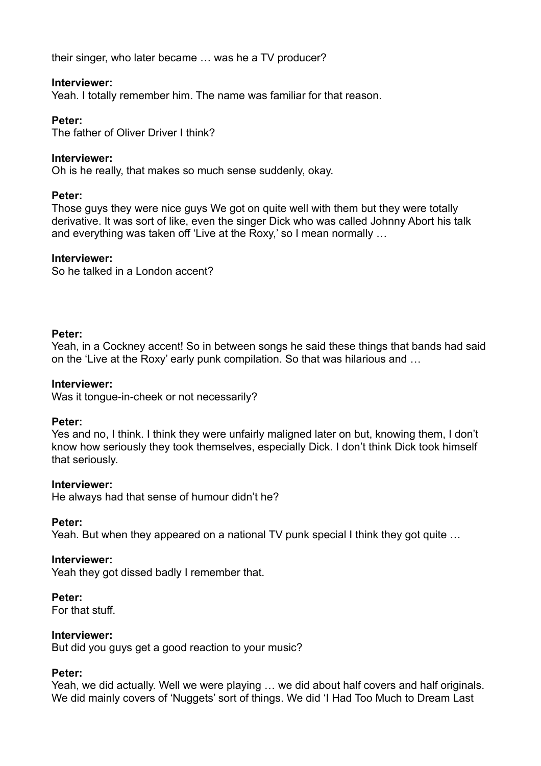their singer, who later became … was he a TV producer?

**Interviewer:**
Yeah. I totally remember him. The name was familiar for that reason.

**Peter:**
The father of Oliver Driver I think?

**Interviewer:**
Oh is he really, that makes so much sense suddenly, okay.

**Peter:**
Those guys they were nice guys We got on quite well with them but they were totally derivative. It was sort of like, even the singer Dick who was called Johnny Abort his talk and everything was taken off 'Live at the Roxy,' so I mean normally …

**Interviewer:**
So he talked in a London accent?

**Peter:**
Yeah, in a Cockney accent! So in between songs he said these things that bands had said on the 'Live at the Roxy' early punk compilation. So that was hilarious and …

**Interviewer:**
Was it tongue-in-cheek or not necessarily?

**Peter:**
Yes and no, I think. I think they were unfairly maligned later on but, knowing them, I don't know how seriously they took themselves, especially Dick. I don't think Dick took himself that seriously.

**Interviewer:**
He always had that sense of humour didn't he?

**Peter:**
Yeah. But when they appeared on a national TV punk special I think they got quite …

**Interviewer:**
Yeah they got dissed badly I remember that.

**Peter:**
For that stuff.

**Interviewer:**
But did you guys get a good reaction to your music?

**Peter:**
Yeah, we did actually. Well we were playing … we did about half covers and half originals. We did mainly covers of 'Nuggets' sort of things. We did 'I Had Too Much to Dream Last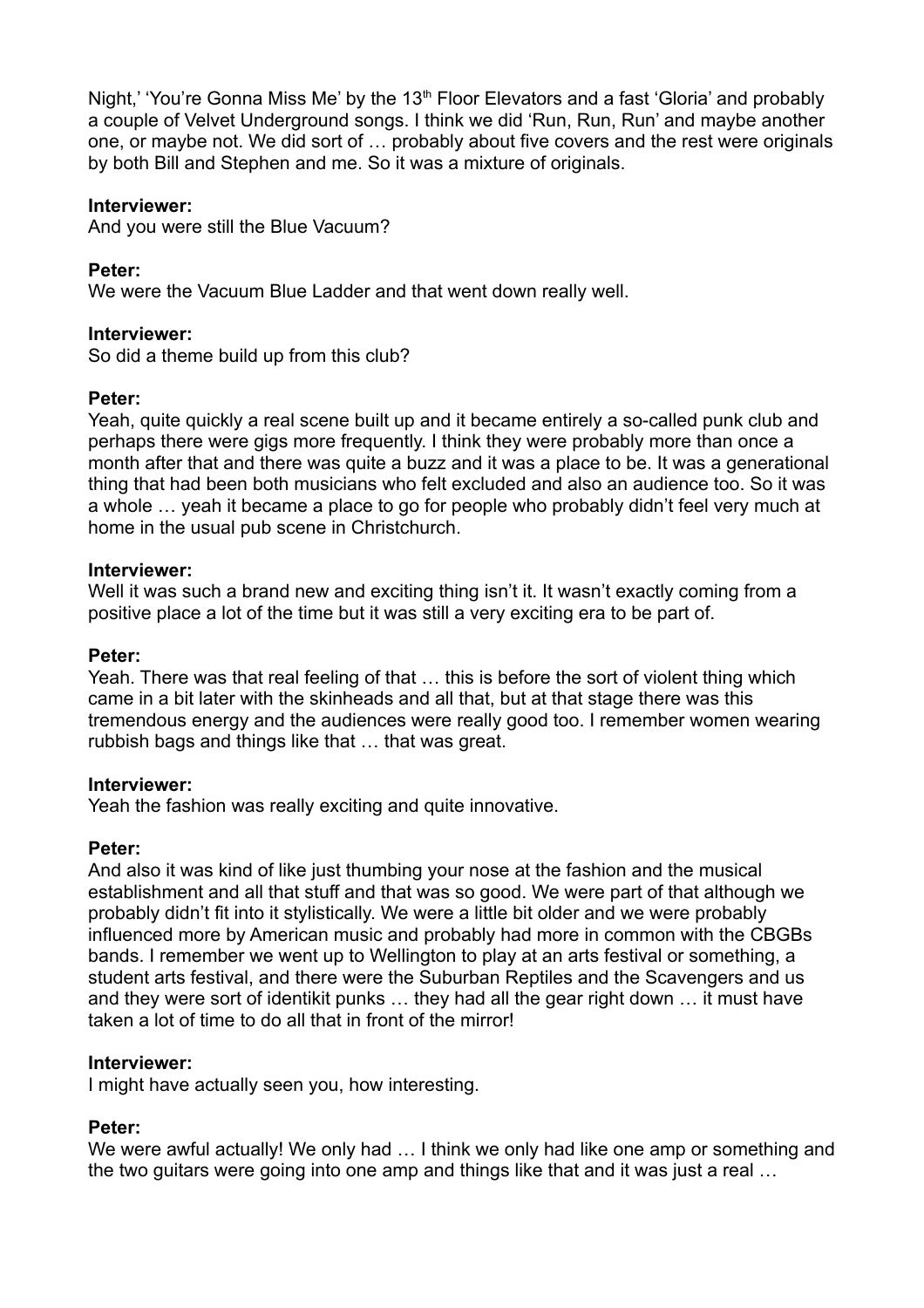Night,' 'You're Gonna Miss Me' by the 13th Floor Elevators and a fast 'Gloria' and probably a couple of Velvet Underground songs. I think we did 'Run, Run, Run' and maybe another one, or maybe not. We did sort of … probably about five covers and the rest were originals by both Bill and Stephen and me. So it was a mixture of originals.

**Interviewer:**
And you were still the Blue Vacuum?

**Peter:**
We were the Vacuum Blue Ladder and that went down really well.

**Interviewer:**
So did a theme build up from this club?

**Peter:**
Yeah, quite quickly a real scene built up and it became entirely a so-called punk club and perhaps there were gigs more frequently. I think they were probably more than once a month after that and there was quite a buzz and it was a place to be. It was a generational thing that had been both musicians who felt excluded and also an audience too. So it was a whole … yeah it became a place to go for people who probably didn't feel very much at home in the usual pub scene in Christchurch.

**Interviewer:**
Well it was such a brand new and exciting thing isn't it. It wasn't exactly coming from a positive place a lot of the time but it was still a very exciting era to be part of.

**Peter:**
Yeah. There was that real feeling of that … this is before the sort of violent thing which came in a bit later with the skinheads and all that, but at that stage there was this tremendous energy and the audiences were really good too. I remember women wearing rubbish bags and things like that … that was great.

**Interviewer:**
Yeah the fashion was really exciting and quite innovative.

**Peter:**
And also it was kind of like just thumbing your nose at the fashion and the musical establishment and all that stuff and that was so good. We were part of that although we probably didn't fit into it stylistically. We were a little bit older and we were probably influenced more by American music and probably had more in common with the CBGBs bands. I remember we went up to Wellington to play at an arts festival or something, a student arts festival, and there were the Suburban Reptiles and the Scavengers and us and they were sort of identikit punks … they had all the gear right down … it must have taken a lot of time to do all that in front of the mirror!

**Interviewer:**
I might have actually seen you, how interesting.

**Peter:**
We were awful actually! We only had … I think we only had like one amp or something and the two guitars were going into one amp and things like that and it was just a real …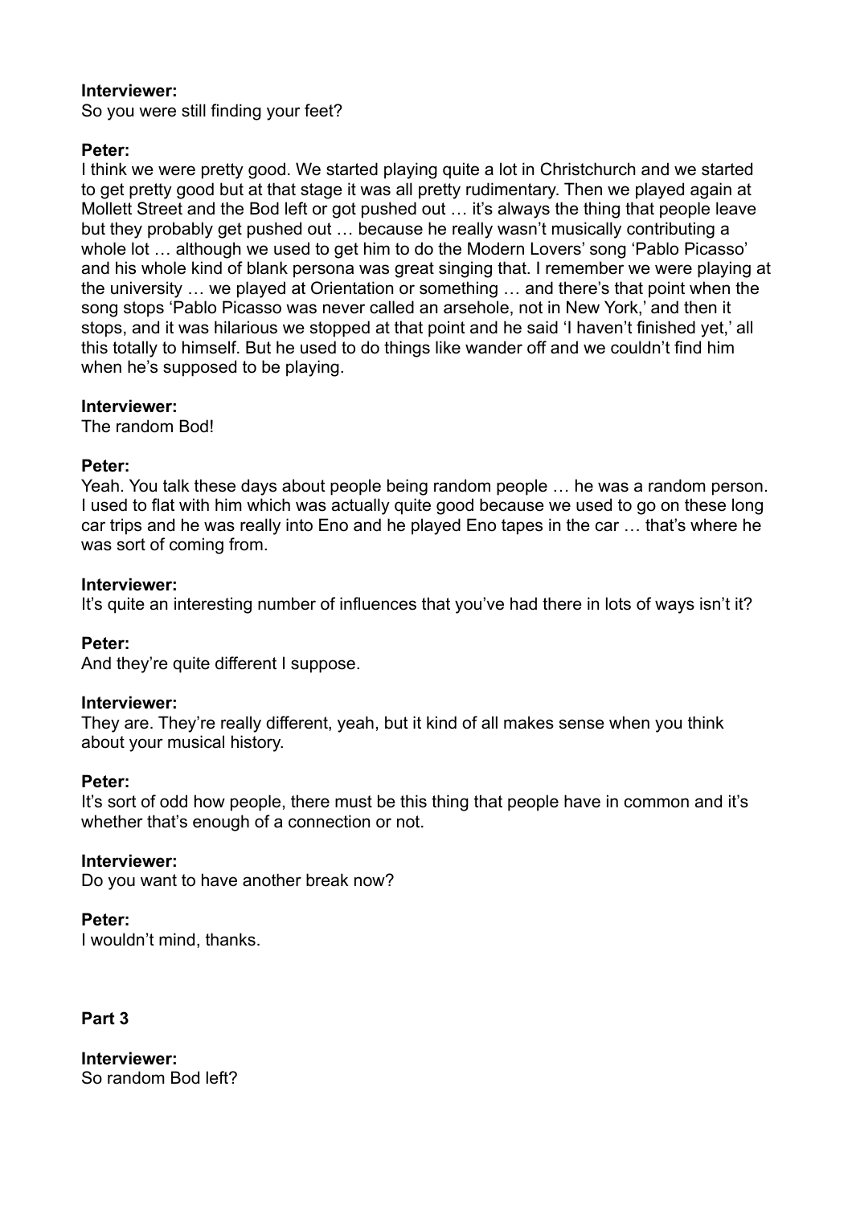**Interviewer:**
So you were still finding your feet?

**Peter:**
I think we were pretty good. We started playing quite a lot in Christchurch and we started to get pretty good but at that stage it was all pretty rudimentary. Then we played again at Mollett Street and the Bod left or got pushed out … it's always the thing that people leave but they probably get pushed out … because he really wasn't musically contributing a whole lot … although we used to get him to do the Modern Lovers' song 'Pablo Picasso' and his whole kind of blank persona was great singing that. I remember we were playing at the university … we played at Orientation or something … and there's that point when the song stops 'Pablo Picasso was never called an arsehole, not in New York,' and then it stops, and it was hilarious we stopped at that point and he said 'I haven't finished yet,' all this totally to himself. But he used to do things like wander off and we couldn't find him when he's supposed to be playing.

**Interviewer:**
The random Bod!

**Peter:**
Yeah. You talk these days about people being random people … he was a random person. I used to flat with him which was actually quite good because we used to go on these long car trips and he was really into Eno and he played Eno tapes in the car … that's where he was sort of coming from.

**Interviewer:**
It's quite an interesting number of influences that you've had there in lots of ways isn't it?

**Peter:**
And they're quite different I suppose.

**Interviewer:**
They are. They're really different, yeah, but it kind of all makes sense when you think about your musical history.

**Peter:**
It's sort of odd how people, there must be this thing that people have in common and it's whether that's enough of a connection or not.

**Interviewer:**
Do you want to have another break now?

**Peter:**
I wouldn't mind, thanks.

**Part 3**

**Interviewer:**
So random Bod left?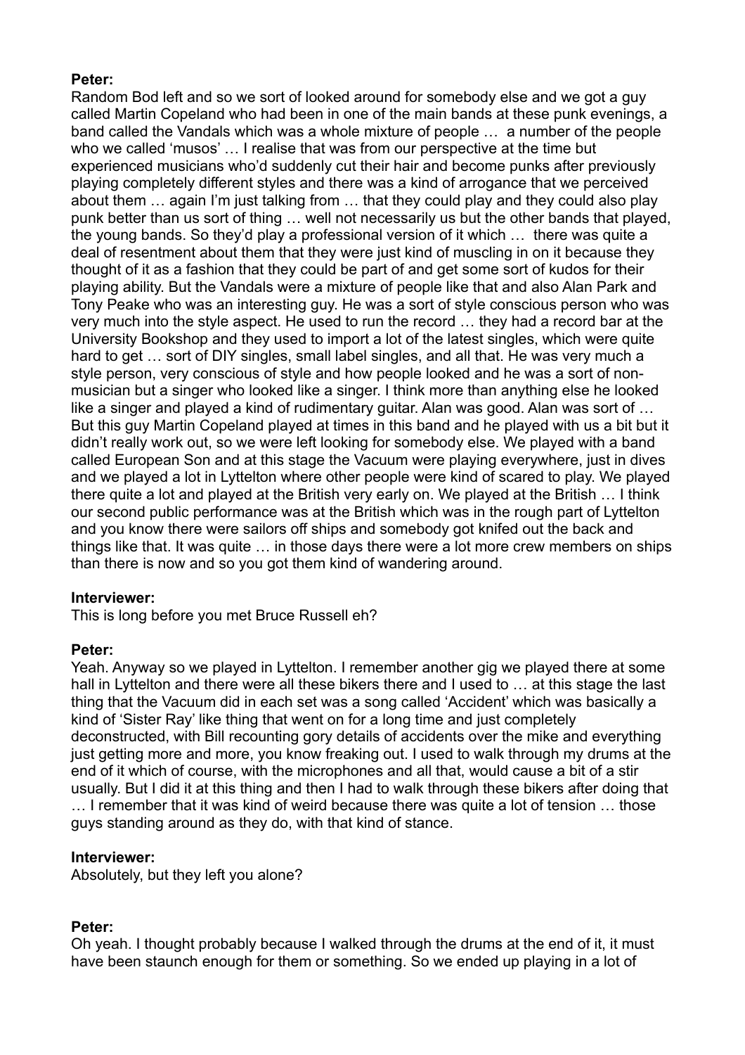**Peter:**
Random Bod left and so we sort of looked around for somebody else and we got a guy called Martin Copeland who had been in one of the main bands at these punk evenings, a band called the Vandals which was a whole mixture of people … a number of the people who we called 'musos' … I realise that was from our perspective at the time but experienced musicians who'd suddenly cut their hair and become punks after previously playing completely different styles and there was a kind of arrogance that we perceived about them … again I'm just talking from … that they could play and they could also play punk better than us sort of thing … well not necessarily us but the other bands that played, the young bands. So they'd play a professional version of it which … there was quite a deal of resentment about them that they were just kind of muscling in on it because they thought of it as a fashion that they could be part of and get some sort of kudos for their playing ability. But the Vandals were a mixture of people like that and also Alan Park and Tony Peake who was an interesting guy. He was a sort of style conscious person who was very much into the style aspect. He used to run the record … they had a record bar at the University Bookshop and they used to import a lot of the latest singles, which were quite hard to get … sort of DIY singles, small label singles, and all that. He was very much a style person, very conscious of style and how people looked and he was a sort of non-musician but a singer who looked like a singer. I think more than anything else he looked like a singer and played a kind of rudimentary guitar. Alan was good. Alan was sort of … But this guy Martin Copeland played at times in this band and he played with us a bit but it didn't really work out, so we were left looking for somebody else. We played with a band called European Son and at this stage the Vacuum were playing everywhere, just in dives and we played a lot in Lyttelton where other people were kind of scared to play. We played there quite a lot and played at the British very early on. We played at the British … I think our second public performance was at the British which was in the rough part of Lyttelton and you know there were sailors off ships and somebody got knifed out the back and things like that. It was quite … in those days there were a lot more crew members on ships than there is now and so you got them kind of wandering around.

**Interviewer:**
This is long before you met Bruce Russell eh?

**Peter:**
Yeah. Anyway so we played in Lyttelton. I remember another gig we played there at some hall in Lyttelton and there were all these bikers there and I used to … at this stage the last thing that the Vacuum did in each set was a song called 'Accident' which was basically a kind of 'Sister Ray' like thing that went on for a long time and just completely deconstructed, with Bill recounting gory details of accidents over the mike and everything just getting more and more, you know freaking out. I used to walk through my drums at the end of it which of course, with the microphones and all that, would cause a bit of a stir usually. But I did it at this thing and then I had to walk through these bikers after doing that … I remember that it was kind of weird because there was quite a lot of tension … those guys standing around as they do, with that kind of stance.

**Interviewer:**
Absolutely, but they left you alone?

**Peter:**
Oh yeah. I thought probably because I walked through the drums at the end of it, it must have been staunch enough for them or something. So we ended up playing in a lot of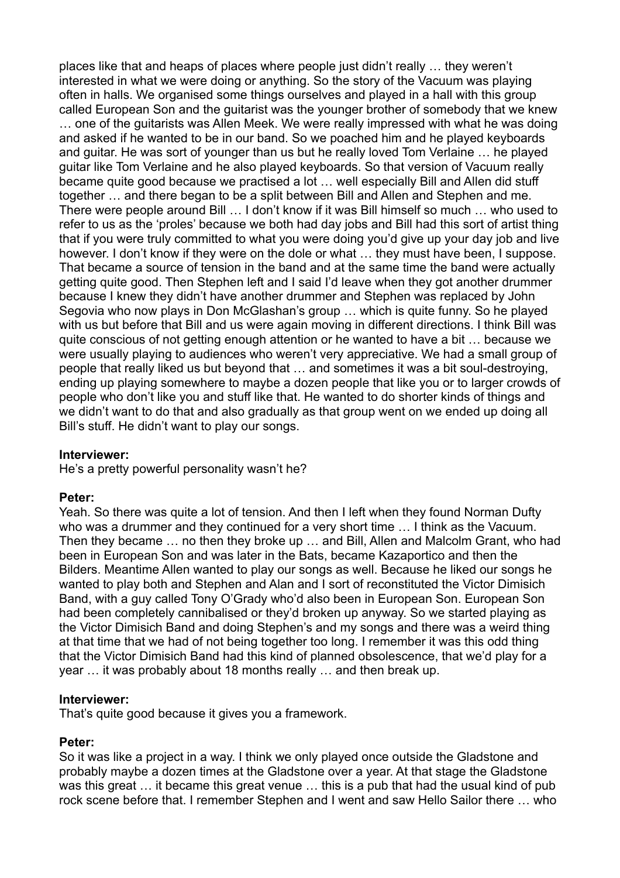places like that and heaps of places where people just didn't really … they weren't interested in what we were doing or anything. So the story of the Vacuum was playing often in halls. We organised some things ourselves and played in a hall with this group called European Son and the guitarist was the younger brother of somebody that we knew … one of the guitarists was Allen Meek. We were really impressed with what he was doing and asked if he wanted to be in our band. So we poached him and he played keyboards and guitar. He was sort of younger than us but he really loved Tom Verlaine … he played guitar like Tom Verlaine and he also played keyboards. So that version of Vacuum really became quite good because we practised a lot … well especially Bill and Allen did stuff together … and there began to be a split between Bill and Allen and Stephen and me. There were people around Bill … I don't know if it was Bill himself so much … who used to refer to us as the 'proles' because we both had day jobs and Bill had this sort of artist thing that if you were truly committed to what you were doing you'd give up your day job and live however. I don't know if they were on the dole or what … they must have been, I suppose. That became a source of tension in the band and at the same time the band were actually getting quite good. Then Stephen left and I said I'd leave when they got another drummer because I knew they didn't have another drummer and Stephen was replaced by John Segovia who now plays in Don McGlashan's group … which is quite funny. So he played with us but before that Bill and us were again moving in different directions. I think Bill was quite conscious of not getting enough attention or he wanted to have a bit … because we were usually playing to audiences who weren't very appreciative. We had a small group of people that really liked us but beyond that … and sometimes it was a bit soul-destroying, ending up playing somewhere to maybe a dozen people that like you or to larger crowds of people who don't like you and stuff like that. He wanted to do shorter kinds of things and we didn't want to do that and also gradually as that group went on we ended up doing all Bill's stuff. He didn't want to play our songs.

**Interviewer:**
He's a pretty powerful personality wasn't he?

**Peter:**
Yeah. So there was quite a lot of tension. And then I left when they found Norman Dufty who was a drummer and they continued for a very short time … I think as the Vacuum. Then they became … no then they broke up … and Bill, Allen and Malcolm Grant, who had been in European Son and was later in the Bats, became Kazaportico and then the Bilders. Meantime Allen wanted to play our songs as well. Because he liked our songs he wanted to play both and Stephen and Alan and I sort of reconstituted the Victor Dimisich Band, with a guy called Tony O'Grady who'd also been in European Son. European Son had been completely cannibalised or they'd broken up anyway. So we started playing as the Victor Dimisich Band and doing Stephen's and my songs and there was a weird thing at that time that we had of not being together too long. I remember it was this odd thing that the Victor Dimisich Band had this kind of planned obsolescence, that we'd play for a year … it was probably about 18 months really … and then break up.

**Interviewer:**
That's quite good because it gives you a framework.

**Peter:**
So it was like a project in a way. I think we only played once outside the Gladstone and probably maybe a dozen times at the Gladstone over a year. At that stage the Gladstone was this great … it became this great venue … this is a pub that had the usual kind of pub rock scene before that. I remember Stephen and I went and saw Hello Sailor there … who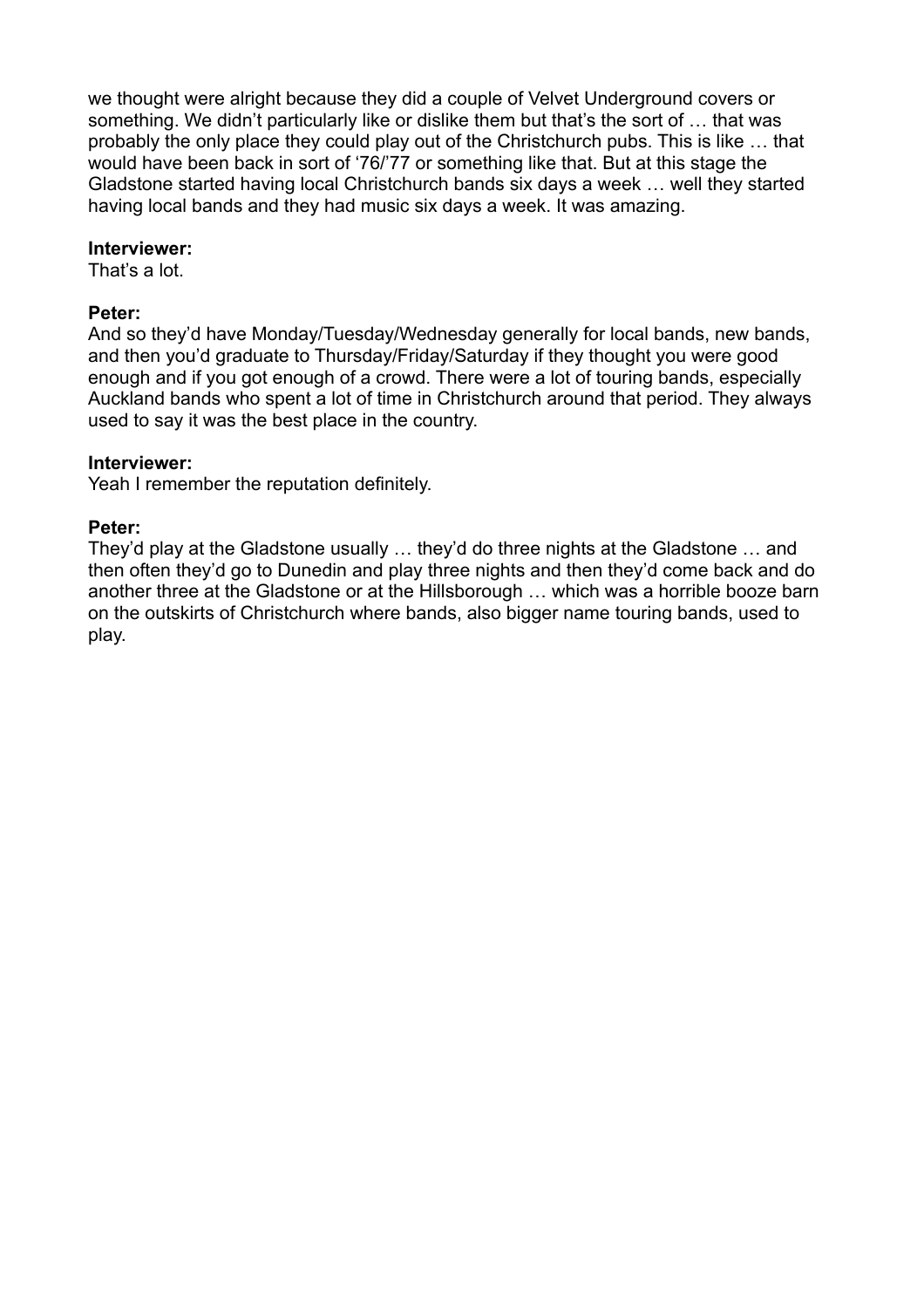we thought were alright because they did a couple of Velvet Underground covers or something. We didn't particularly like or dislike them but that's the sort of … that was probably the only place they could play out of the Christchurch pubs. This is like … that would have been back in sort of '76/'77 or something like that. But at this stage the Gladstone started having local Christchurch bands six days a week … well they started having local bands and they had music six days a week. It was amazing.

**Interviewer:**
That's a lot.

**Peter:**
And so they'd have Monday/Tuesday/Wednesday generally for local bands, new bands, and then you'd graduate to Thursday/Friday/Saturday if they thought you were good enough and if you got enough of a crowd. There were a lot of touring bands, especially Auckland bands who spent a lot of time in Christchurch around that period. They always used to say it was the best place in the country.

**Interviewer:**
Yeah I remember the reputation definitely.

**Peter:**
They'd play at the Gladstone usually … they'd do three nights at the Gladstone … and then often they'd go to Dunedin and play three nights and then they'd come back and do another three at the Gladstone or at the Hillsborough … which was a horrible booze barn on the outskirts of Christchurch where bands, also bigger name touring bands, used to play.